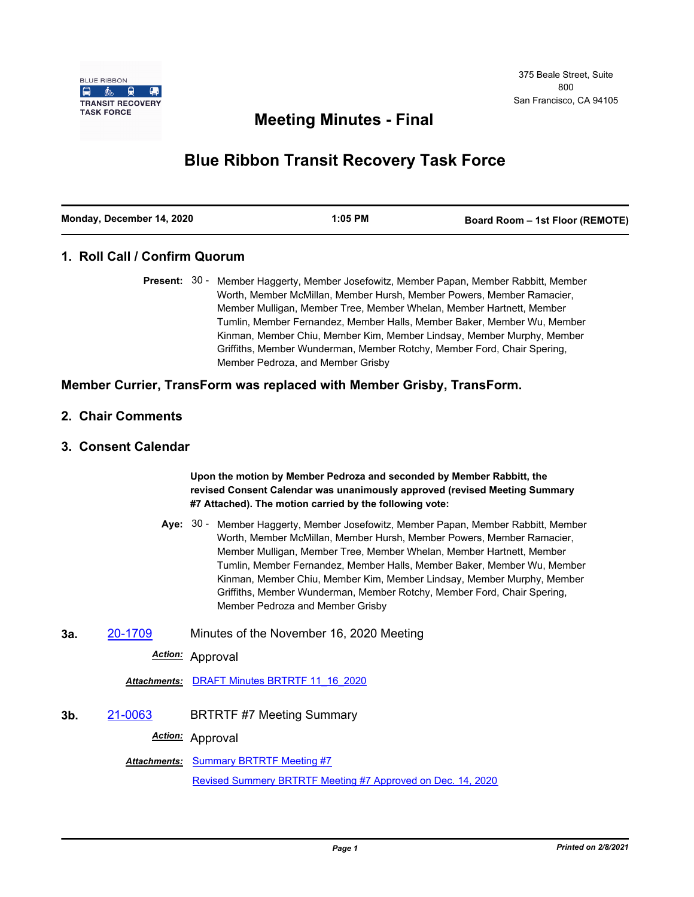BLUE RIBBON TRANSIT RECOVERY TASK FORCE

375 Beale Street, Suite 800
San Francisco, CA 94105

# Meeting Minutes - Final

# Blue Ribbon Transit Recovery Task Force

| Monday, December 14, 2020 | 1:05 PM | Board Room – 1st Floor (REMOTE) |
|---|---|---|

## 1. Roll Call / Confirm Quorum

**Present:** 30 - Member Haggerty, Member Josefowitz, Member Papan, Member Rabbitt, Member Worth, Member McMillan, Member Hursh, Member Powers, Member Ramacier, Member Mulligan, Member Tree, Member Whelan, Member Hartnett, Member Tumlin, Member Fernandez, Member Halls, Member Baker, Member Wu, Member Kinman, Member Chiu, Member Kim, Member Lindsay, Member Murphy, Member Griffiths, Member Wunderman, Member Rotchy, Member Ford, Chair Spering, Member Pedroza, and Member Grisby

**Member Currier, TransForm was replaced with Member Grisby, TransForm.**

## 2. Chair Comments

## 3. Consent Calendar

**Upon the motion by Member Pedroza and seconded by Member Rabbitt, the revised Consent Calendar was unanimously approved (revised Meeting Summary #7 Attached). The motion carried by the following vote:**

**Aye:** 30 - Member Haggerty, Member Josefowitz, Member Papan, Member Rabbitt, Member Worth, Member McMillan, Member Hursh, Member Powers, Member Ramacier, Member Mulligan, Member Tree, Member Whelan, Member Hartnett, Member Tumlin, Member Fernandez, Member Halls, Member Baker, Member Wu, Member Kinman, Member Chiu, Member Kim, Member Lindsay, Member Murphy, Member Griffiths, Member Wunderman, Member Rotchy, Member Ford, Chair Spering, Member Pedroza and Member Grisby

**3a.** 20-1709 Minutes of the November 16, 2020 Meeting

***Action:*** Approval

***Attachments:*** DRAFT Minutes BRTRTF 11_16_2020

**3b.** 21-0063 BRTRTF #7 Meeting Summary

***Action:*** Approval

***Attachments:*** Summary BRTRTF Meeting #7

Revised Summery BRTRTF Meeting #7 Approved on Dec. 14, 2020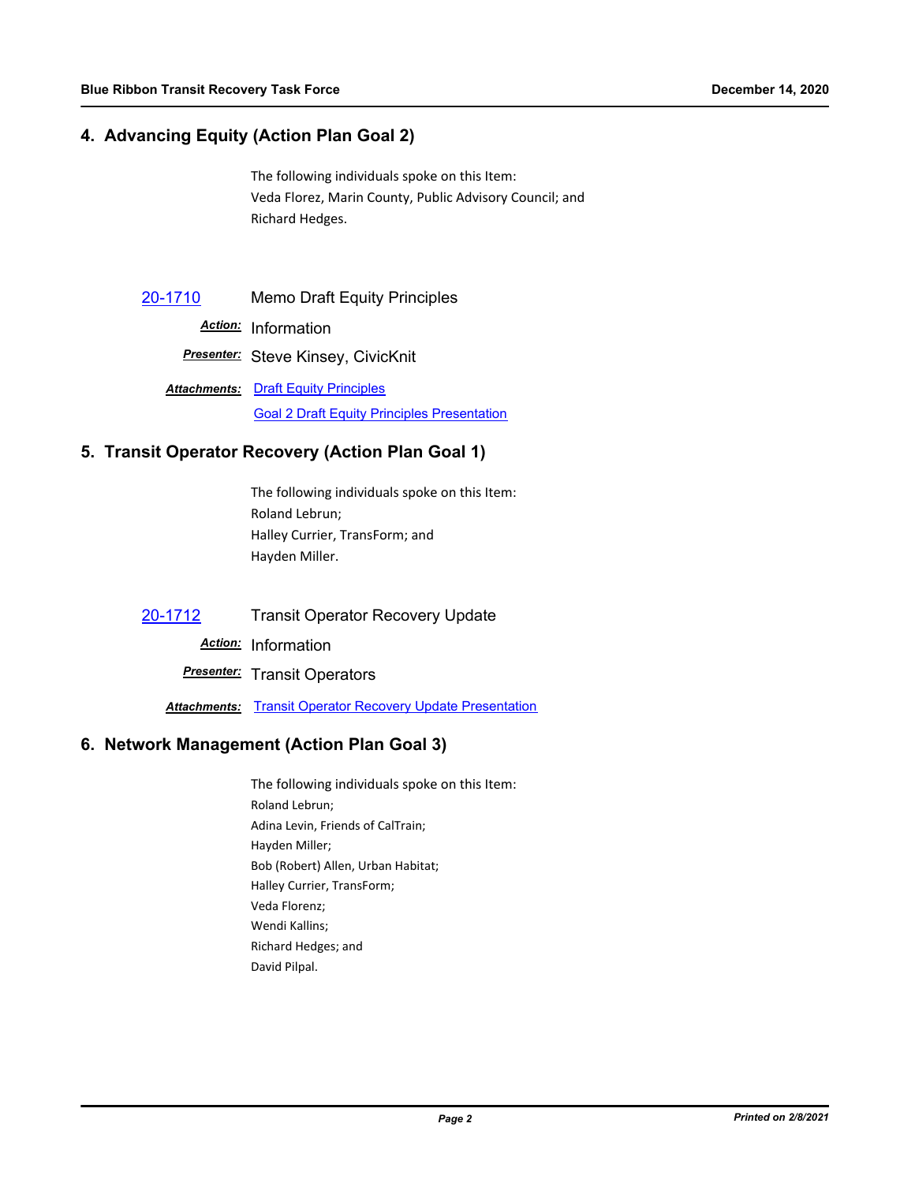## 4. Advancing Equity (Action Plan Goal 2)

The following individuals spoke on this Item:
Veda Florez, Marin County, Public Advisory Council; and
Richard Hedges.

[20-1710](20-1710) Memo Draft Equity Principles

***Action:*** Information

***Presenter:*** Steve Kinsey, CivicKnit

***Attachments:*** [Draft Equity Principles](Draft Equity Principles)
[Goal 2 Draft Equity Principles Presentation](Goal 2 Draft Equity Principles Presentation)

## 5. Transit Operator Recovery (Action Plan Goal 1)

The following individuals spoke on this Item:
Roland Lebrun;
Halley Currier, TransForm; and
Hayden Miller.

[20-1712](20-1712) Transit Operator Recovery Update

***Action:*** Information

***Presenter:*** Transit Operators

***Attachments:*** [Transit Operator Recovery Update Presentation](Transit Operator Recovery Update Presentation)

## 6. Network Management (Action Plan Goal 3)

The following individuals spoke on this Item:
Roland Lebrun;
Adina Levin, Friends of CalTrain;
Hayden Miller;
Bob (Robert) Allen, Urban Habitat;
Halley Currier, TransForm;
Veda Florenz;
Wendi Kallins;
Richard Hedges; and
David Pilpal.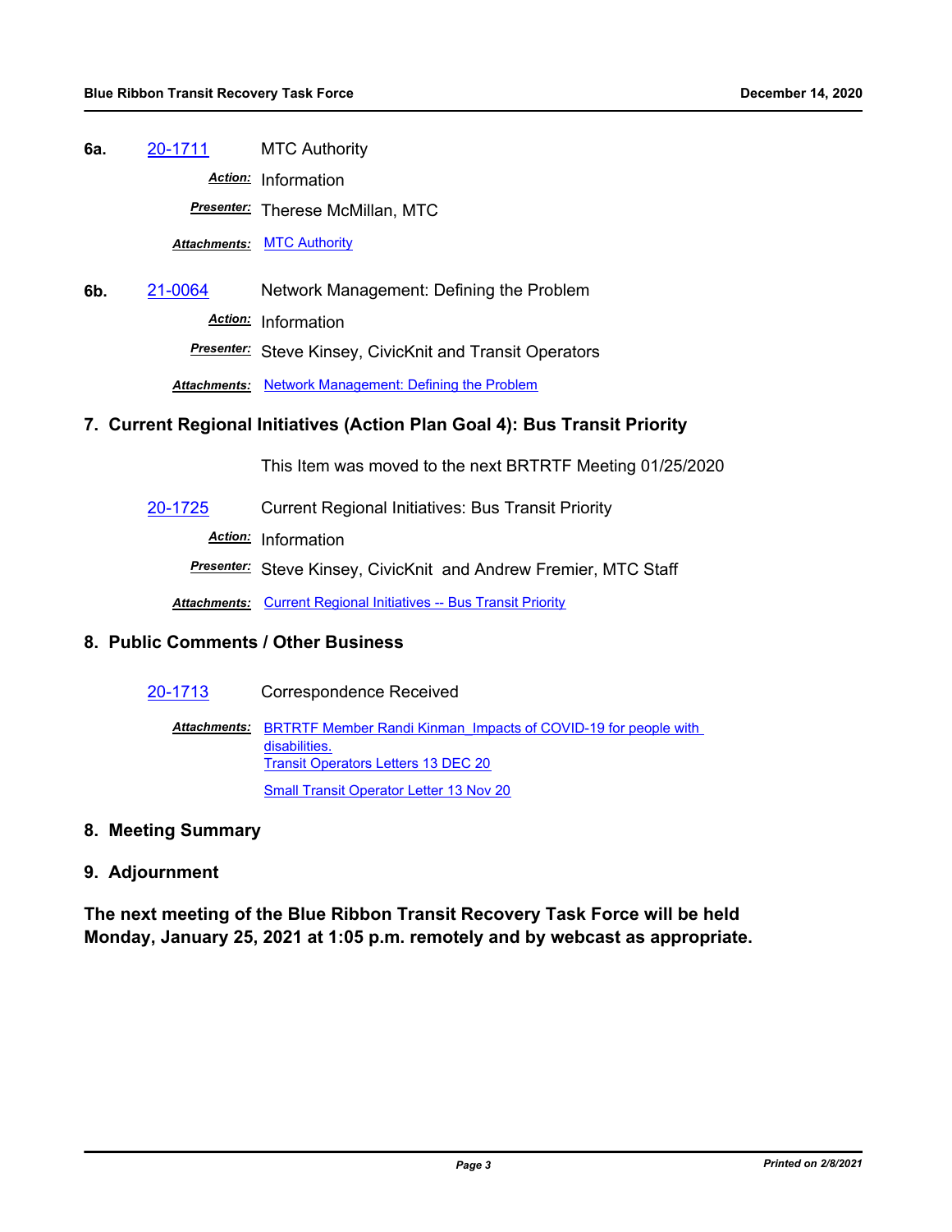**6a.** 20-1711 MTC Authority

*Action:* Information

*Presenter:* Therese McMillan, MTC

*Attachments:* MTC Authority

**6b.** 21-0064 Network Management: Defining the Problem

*Action:* Information

*Presenter:* Steve Kinsey, CivicKnit and Transit Operators

*Attachments:* Network Management: Defining the Problem

## 7. Current Regional Initiatives (Action Plan Goal 4): Bus Transit Priority

This Item was moved to the next BRTRTF Meeting 01/25/2020

20-1725 Current Regional Initiatives: Bus Transit Priority

*Action:* Information

*Presenter:* Steve Kinsey, CivicKnit and Andrew Fremier, MTC Staff

*Attachments:* Current Regional Initiatives -- Bus Transit Priority

## 8. Public Comments / Other Business

20-1713 Correspondence Received

*Attachments:* BRTRTF Member Randi Kinman_Impacts of COVID-19 for people with disabilities.
Transit Operators Letters 13 DEC 20
Small Transit Operator Letter 13 Nov 20

## 8. Meeting Summary

## 9. Adjournment

**The next meeting of the Blue Ribbon Transit Recovery Task Force will be held Monday, January 25, 2021 at 1:05 p.m. remotely and by webcast as appropriate.**